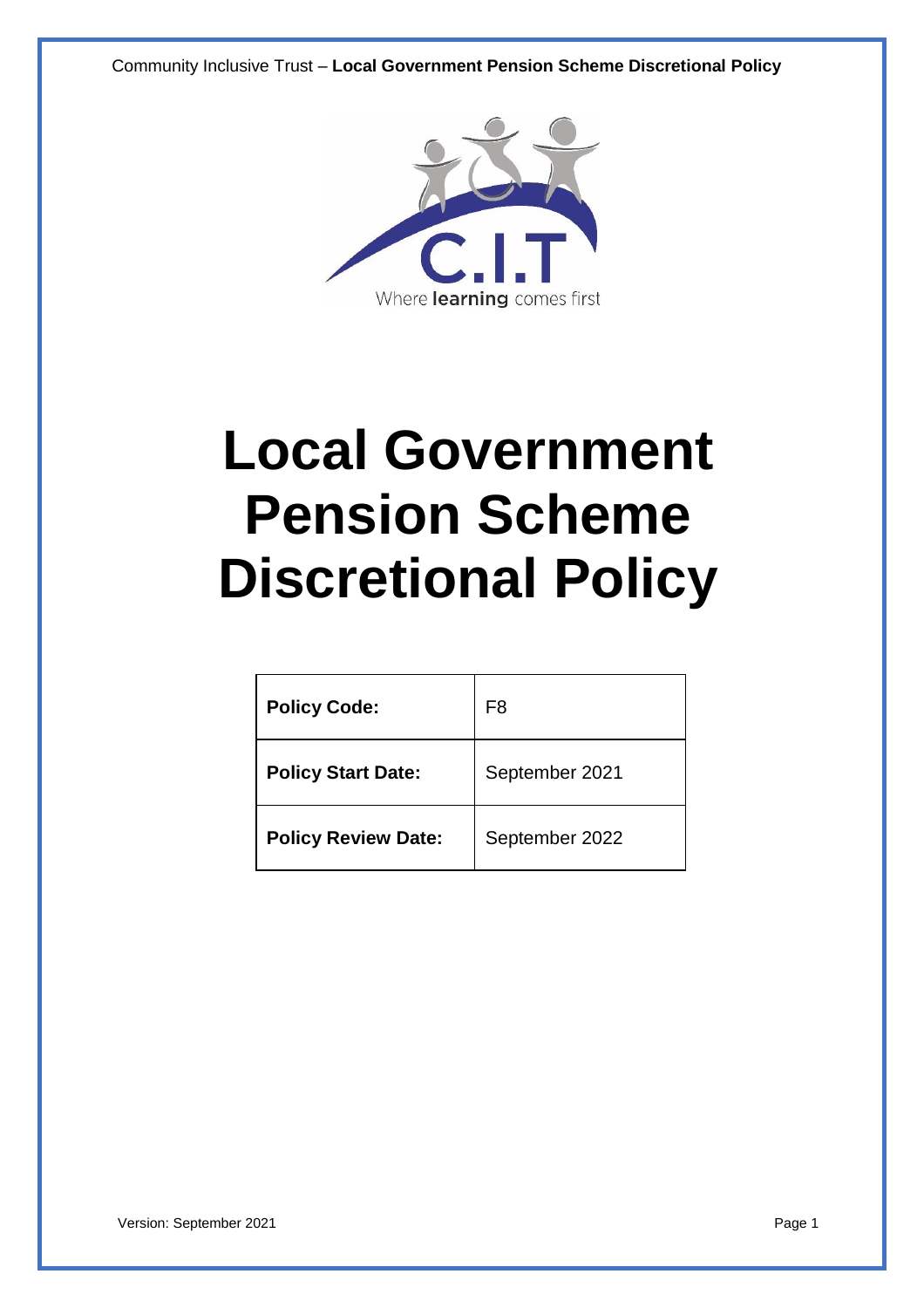# Local Government Pension Scheme Discretional Policy

| Policy Code: | F8 |
|---|---|
| Policy Start Date: | September 2021 |
| Policy Review Date: | September 2022 |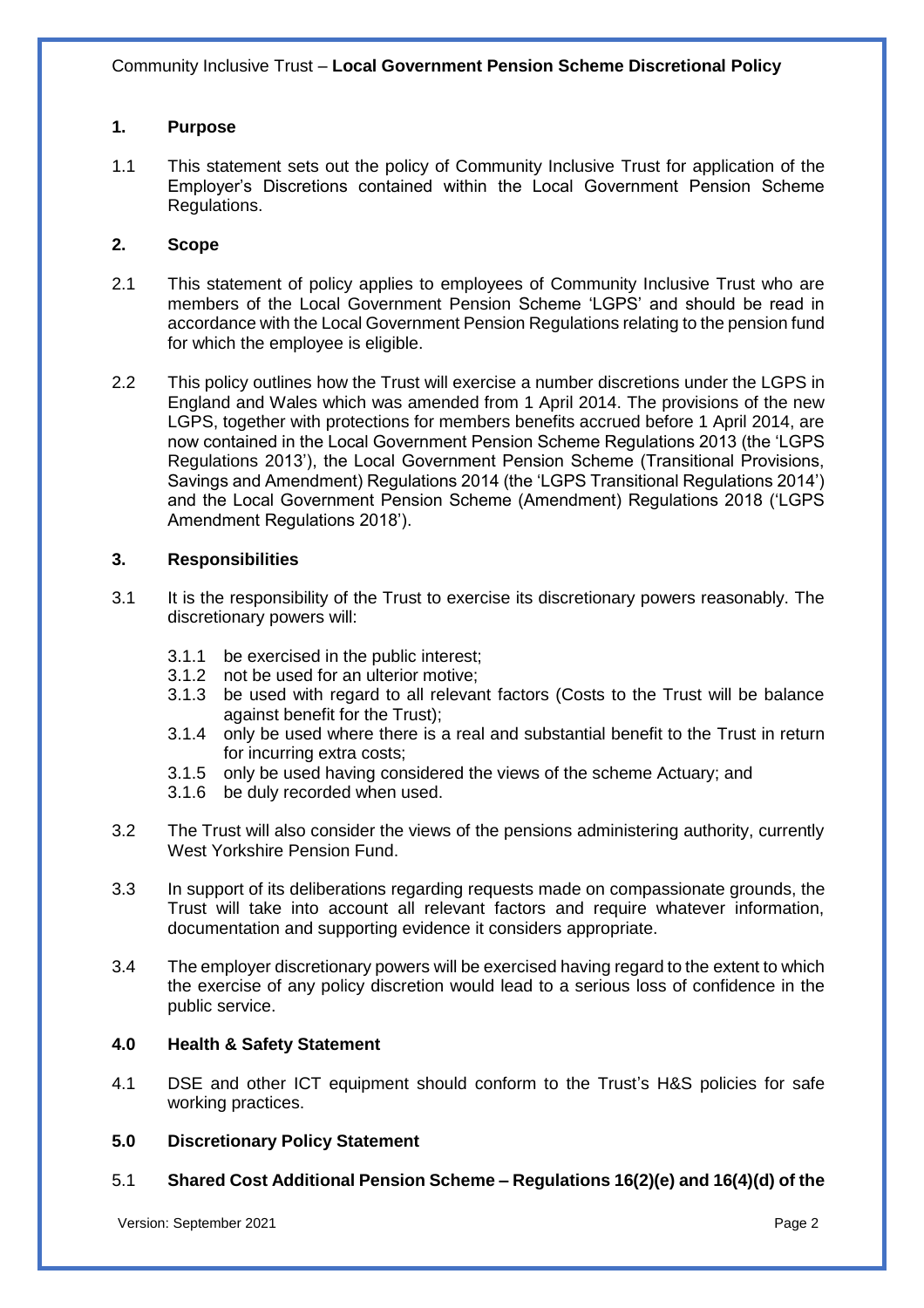## 1. Purpose

1.1 This statement sets out the policy of Community Inclusive Trust for application of the Employer's Discretions contained within the Local Government Pension Scheme Regulations.

## 2. Scope

2.1 This statement of policy applies to employees of Community Inclusive Trust who are members of the Local Government Pension Scheme 'LGPS' and should be read in accordance with the Local Government Pension Regulations relating to the pension fund for which the employee is eligible.

2.2 This policy outlines how the Trust will exercise a number discretions under the LGPS in England and Wales which was amended from 1 April 2014. The provisions of the new LGPS, together with protections for members benefits accrued before 1 April 2014, are now contained in the Local Government Pension Scheme Regulations 2013 (the 'LGPS Regulations 2013'), the Local Government Pension Scheme (Transitional Provisions, Savings and Amendment) Regulations 2014 (the 'LGPS Transitional Regulations 2014') and the Local Government Pension Scheme (Amendment) Regulations 2018 ('LGPS Amendment Regulations 2018').

## 3. Responsibilities

3.1 It is the responsibility of the Trust to exercise its discretionary powers reasonably. The discretionary powers will:

- 3.1.1 be exercised in the public interest;
- 3.1.2 not be used for an ulterior motive;
- 3.1.3 be used with regard to all relevant factors (Costs to the Trust will be balance against benefit for the Trust);
- 3.1.4 only be used where there is a real and substantial benefit to the Trust in return for incurring extra costs;
- 3.1.5 only be used having considered the views of the scheme Actuary; and
- 3.1.6 be duly recorded when used.

3.2 The Trust will also consider the views of the pensions administering authority, currently West Yorkshire Pension Fund.

3.3 In support of its deliberations regarding requests made on compassionate grounds, the Trust will take into account all relevant factors and require whatever information, documentation and supporting evidence it considers appropriate.

3.4 The employer discretionary powers will be exercised having regard to the extent to which the exercise of any policy discretion would lead to a serious loss of confidence in the public service.

## 4.0 Health & Safety Statement

4.1 DSE and other ICT equipment should conform to the Trust's H&S policies for safe working practices.

## 5.0 Discretionary Policy Statement

5.1 **Shared Cost Additional Pension Scheme – Regulations 16(2)(e) and 16(4)(d) of the**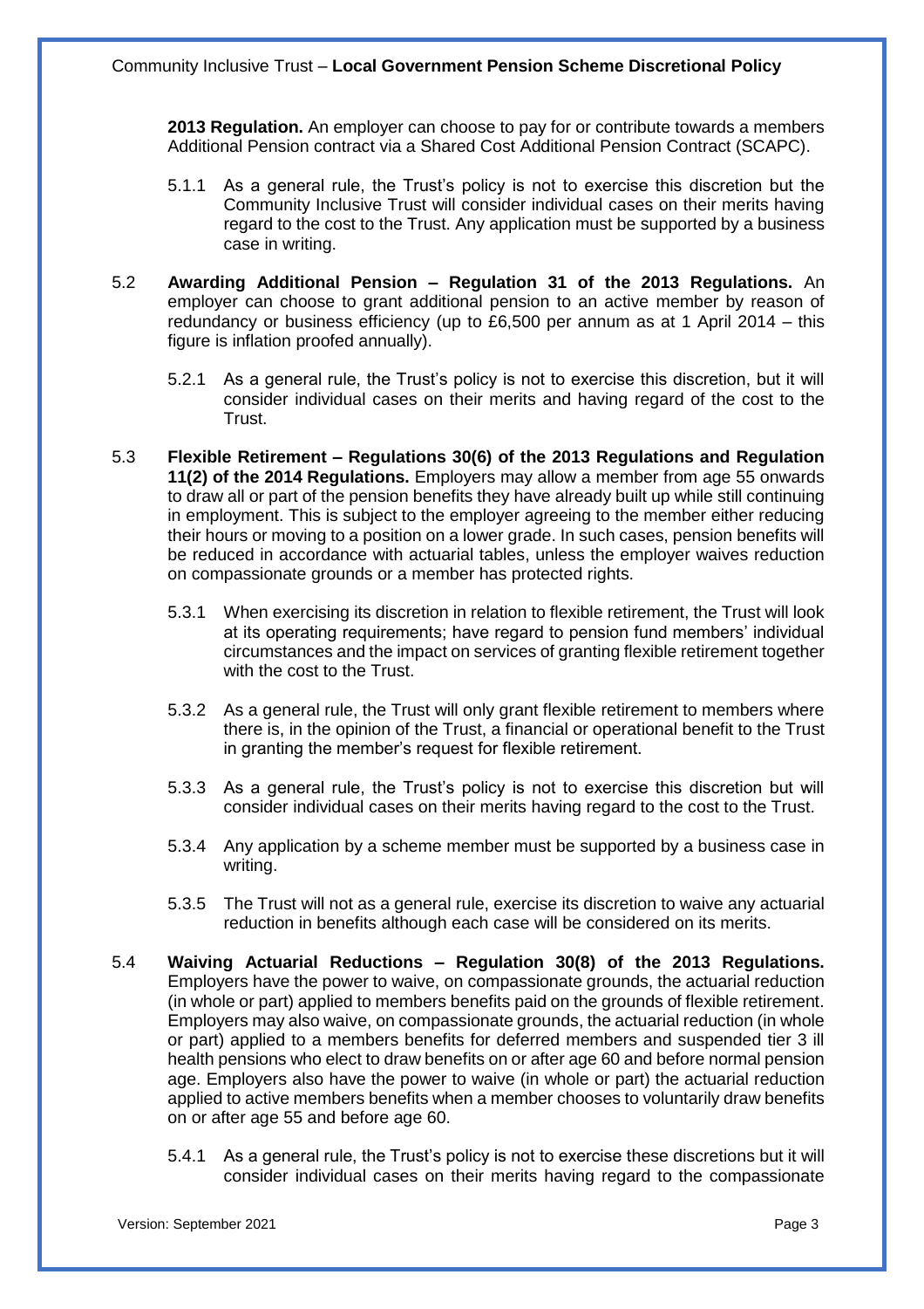**2013 Regulation.** An employer can choose to pay for or contribute towards a members Additional Pension contract via a Shared Cost Additional Pension Contract (SCAPC).

5.1.1 As a general rule, the Trust's policy is not to exercise this discretion but the Community Inclusive Trust will consider individual cases on their merits having regard to the cost to the Trust. Any application must be supported by a business case in writing.

5.2 **Awarding Additional Pension – Regulation 31 of the 2013 Regulations.** An employer can choose to grant additional pension to an active member by reason of redundancy or business efficiency (up to £6,500 per annum as at 1 April 2014 – this figure is inflation proofed annually).

5.2.1 As a general rule, the Trust's policy is not to exercise this discretion, but it will consider individual cases on their merits and having regard of the cost to the Trust.

5.3 **Flexible Retirement – Regulations 30(6) of the 2013 Regulations and Regulation 11(2) of the 2014 Regulations.** Employers may allow a member from age 55 onwards to draw all or part of the pension benefits they have already built up while still continuing in employment. This is subject to the employer agreeing to the member either reducing their hours or moving to a position on a lower grade. In such cases, pension benefits will be reduced in accordance with actuarial tables, unless the employer waives reduction on compassionate grounds or a member has protected rights.

5.3.1 When exercising its discretion in relation to flexible retirement, the Trust will look at its operating requirements; have regard to pension fund members' individual circumstances and the impact on services of granting flexible retirement together with the cost to the Trust.

5.3.2 As a general rule, the Trust will only grant flexible retirement to members where there is, in the opinion of the Trust, a financial or operational benefit to the Trust in granting the member's request for flexible retirement.

5.3.3 As a general rule, the Trust's policy is not to exercise this discretion but will consider individual cases on their merits having regard to the cost to the Trust.

5.3.4 Any application by a scheme member must be supported by a business case in writing.

5.3.5 The Trust will not as a general rule, exercise its discretion to waive any actuarial reduction in benefits although each case will be considered on its merits.

5.4 **Waiving Actuarial Reductions – Regulation 30(8) of the 2013 Regulations.** Employers have the power to waive, on compassionate grounds, the actuarial reduction (in whole or part) applied to members benefits paid on the grounds of flexible retirement. Employers may also waive, on compassionate grounds, the actuarial reduction (in whole or part) applied to a members benefits for deferred members and suspended tier 3 ill health pensions who elect to draw benefits on or after age 60 and before normal pension age. Employers also have the power to waive (in whole or part) the actuarial reduction applied to active members benefits when a member chooses to voluntarily draw benefits on or after age 55 and before age 60.

5.4.1 As a general rule, the Trust's policy is not to exercise these discretions but it will consider individual cases on their merits having regard to the compassionate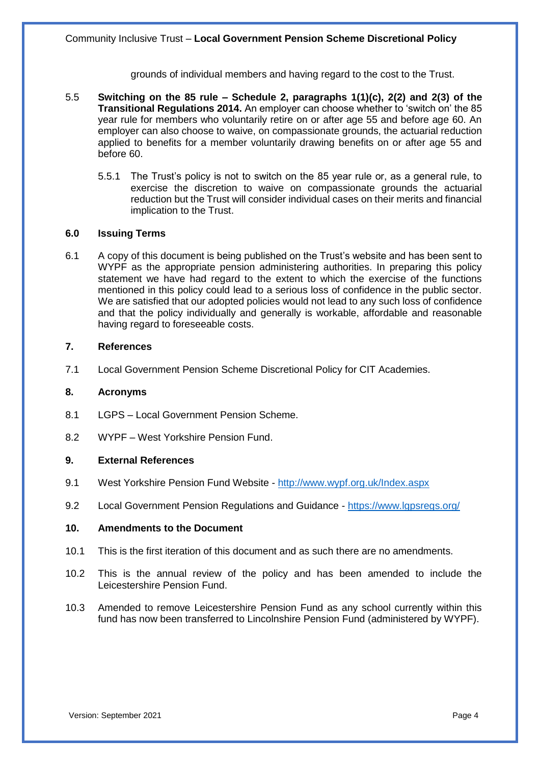grounds of individual members and having regard to the cost to the Trust.

5.5 **Switching on the 85 rule – Schedule 2, paragraphs 1(1)(c), 2(2) and 2(3) of the Transitional Regulations 2014.** An employer can choose whether to 'switch on' the 85 year rule for members who voluntarily retire on or after age 55 and before age 60. An employer can also choose to waive, on compassionate grounds, the actuarial reduction applied to benefits for a member voluntarily drawing benefits on or after age 55 and before 60.

5.5.1 The Trust's policy is not to switch on the 85 year rule or, as a general rule, to exercise the discretion to waive on compassionate grounds the actuarial reduction but the Trust will consider individual cases on their merits and financial implication to the Trust.

## 6.0 Issuing Terms

6.1 A copy of this document is being published on the Trust's website and has been sent to WYPF as the appropriate pension administering authorities. In preparing this policy statement we have had regard to the extent to which the exercise of the functions mentioned in this policy could lead to a serious loss of confidence in the public sector. We are satisfied that our adopted policies would not lead to any such loss of confidence and that the policy individually and generally is workable, affordable and reasonable having regard to foreseeable costs.

## 7. References

7.1 Local Government Pension Scheme Discretional Policy for CIT Academies.

## 8. Acronyms

8.1 LGPS – Local Government Pension Scheme.

8.2 WYPF – West Yorkshire Pension Fund.

## 9. External References

9.1 West Yorkshire Pension Fund Website - http://www.wypf.org.uk/Index.aspx

9.2 Local Government Pension Regulations and Guidance - https://www.lgpsregs.org/

## 10. Amendments to the Document

10.1 This is the first iteration of this document and as such there are no amendments.

10.2 This is the annual review of the policy and has been amended to include the Leicestershire Pension Fund.

10.3 Amended to remove Leicestershire Pension Fund as any school currently within this fund has now been transferred to Lincolnshire Pension Fund (administered by WYPF).